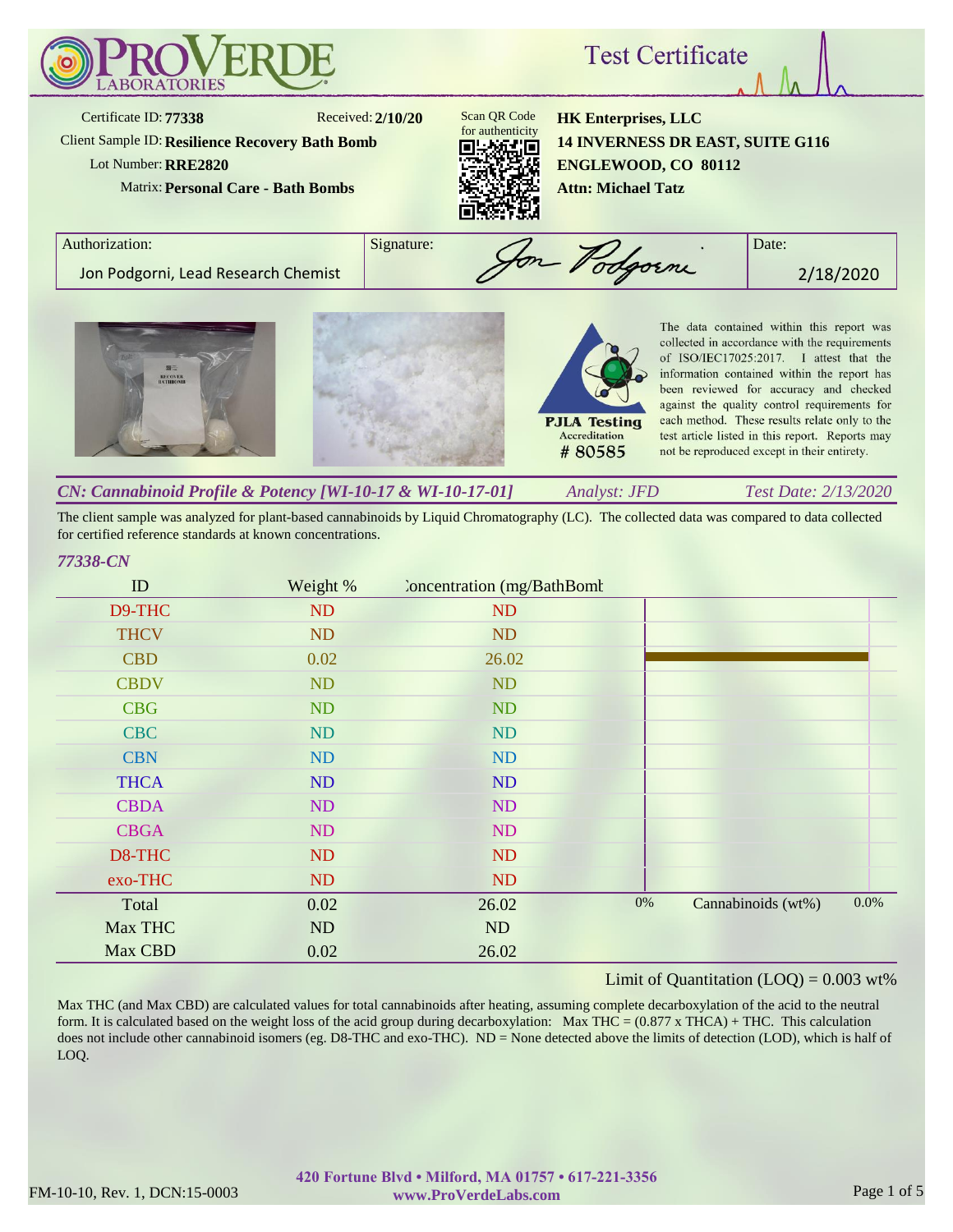# ProVerde Laboratories

## Test Certificate

Certificate ID: **77338**  
Received: **2/10/20**  
Client Sample ID: **Resilience Recovery Bath Bomb**  
Lot Number: **RRE2820**  
Matrix: **Personal Care - Bath Bombs**

Scan QR Code for authenticity

**HK Enterprises, LLC**  
**14 INVERNESS DR EAST, SUITE G116**  
**ENGLEWOOD, CO 80112**  
**Attn: Michael Tatz**

| Authorization: | Signature: | Date: |
|---|---|---|
| Jon Podgorni, Lead Research Chemist | Jon Podgorni | 2/18/2020 |

PJLA Testing Accreditation # 80585

The data contained within this report was collected in accordance with the requirements of ISO/IEC17025:2017. I attest that the information contained within the report has been reviewed for accuracy and checked against the quality control requirements for each method. These results relate only to the test article listed in this report. Reports may not be reproduced except in their entirety.

### *CN: Cannabinoid Profile & Potency [WI-10-17 & WI-10-17-01]*

*Analyst: JFD* — *Test Date: 2/13/2020*

The client sample was analyzed for plant-based cannabinoids by Liquid Chromatography (LC). The collected data was compared to data collected for certified reference standards at known concentrations.

*77338-CN*

| ID | Weight % | Concentration (mg/BathBomb) |
|---|---|---|
| D9-THC | ND | ND |
| THCV | ND | ND |
| CBD | 0.02 | 26.02 |
| CBDV | ND | ND |
| CBG | ND | ND |
| CBC | ND | ND |
| CBN | ND | ND |
| THCA | ND | ND |
| CBDA | ND | ND |
| CBGA | ND | ND |
| D8-THC | ND | ND |
| exo-THC | ND | ND |
| Total | 0.02 | 26.02 |
| Max THC | ND | ND |
| Max CBD | 0.02 | 26.02 |

Cannabinoids (wt%): 0% – 0.0%

Limit of Quantitation (LOQ) = 0.003 wt%

Max THC (and Max CBD) are calculated values for total cannabinoids after heating, assuming complete decarboxylation of the acid to the neutral form. It is calculated based on the weight loss of the acid group during decarboxylation: Max THC = (0.877 x THCA) + THC. This calculation does not include other cannabinoid isomers (eg. D8-THC and exo-THC). ND = None detected above the limits of detection (LOD), which is half of LOQ.

FM-10-10, Rev. 1, DCN:15-0003

**420 Fortune Blvd • Milford, MA 01757 • 617-221-3356**  
**www.ProVerdeLabs.com**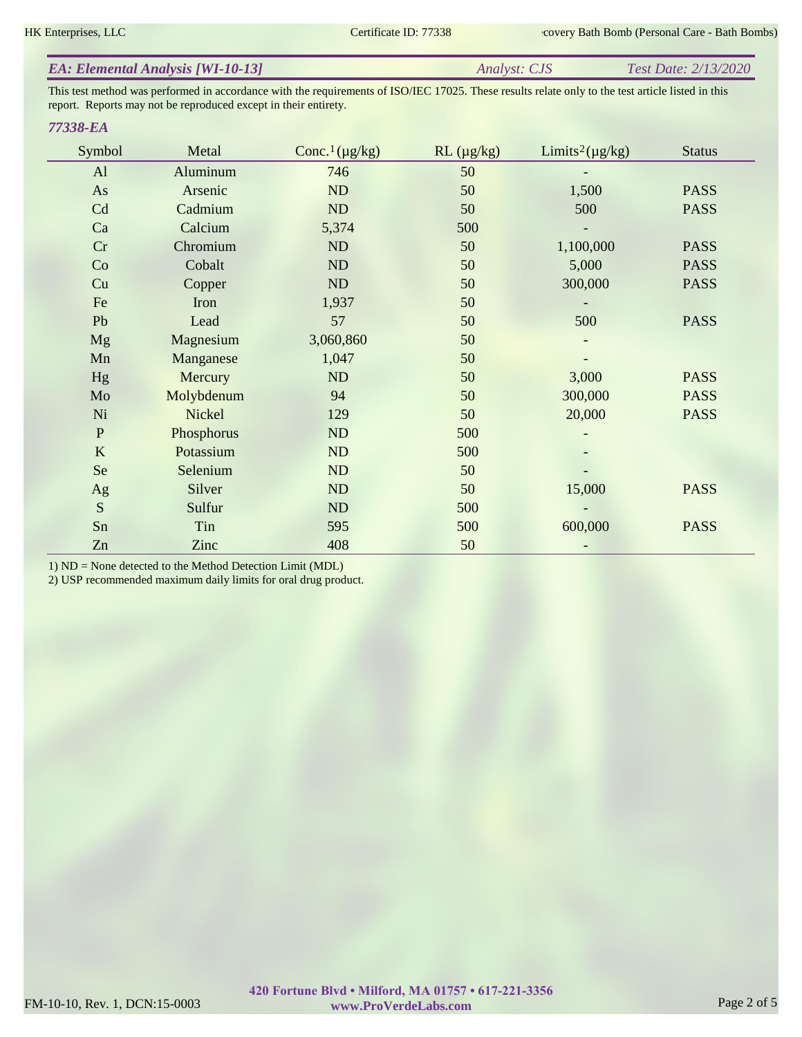## *EA: Elemental Analysis [WI-10-13]*

*Analyst: CJS* *Test Date: 2/13/2020*

This test method was performed in accordance with the requirements of ISO/IEC 17025. These results relate only to the test article listed in this report. Reports may not be reproduced except in their entirety.

### *77338-EA*

| Symbol | Metal | Conc.[1] (µg/kg) | RL (µg/kg) | Limits[2] (µg/kg) | Status |
|---|---|---|---|---|---|
| Al | Aluminum | 746 | 50 | - | |
| As | Arsenic | ND | 50 | 1,500 | PASS |
| Cd | Cadmium | ND | 50 | 500 | PASS |
| Ca | Calcium | 5,374 | 500 | - | |
| Cr | Chromium | ND | 50 | 1,100,000 | PASS |
| Co | Cobalt | ND | 50 | 5,000 | PASS |
| Cu | Copper | ND | 50 | 300,000 | PASS |
| Fe | Iron | 1,937 | 50 | - | |
| Pb | Lead | 57 | 50 | 500 | PASS |
| Mg | Magnesium | 3,060,860 | 50 | - | |
| Mn | Manganese | 1,047 | 50 | - | |
| Hg | Mercury | ND | 50 | 3,000 | PASS |
| Mo | Molybdenum | 94 | 50 | 300,000 | PASS |
| Ni | Nickel | 129 | 50 | 20,000 | PASS |
| P | Phosphorus | ND | 500 | - | |
| K | Potassium | ND | 500 | - | |
| Se | Selenium | ND | 50 | - | |
| Ag | Silver | ND | 50 | 15,000 | PASS |
| S | Sulfur | ND | 500 | - | |
| Sn | Tin | 595 | 500 | 600,000 | PASS |
| Zn | Zinc | 408 | 50 | - | |

1) ND = None detected to the Method Detection Limit (MDL)
2) USP recommended maximum daily limits for oral drug product.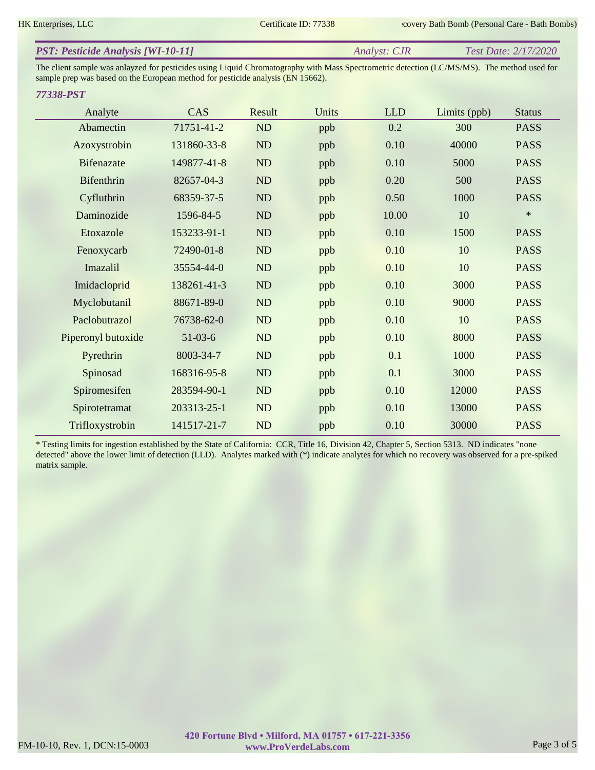## PST: Pesticide Analysis [WI-10-11]

*Analyst: CJR* *Test Date: 2/17/2020*

The client sample was anlayzed for pesticides using Liquid Chromatography with Mass Spectrometric detection (LC/MS/MS). The method used for sample prep was based on the European method for pesticide analysis (EN 15662).

### 77338-PST

| Analyte | CAS | Result | Units | LLD | Limits (ppb) | Status |
|---|---|---|---|---|---|---|
| Abamectin | 71751-41-2 | ND | ppb | 0.2 | 300 | PASS |
| Azoxystrobin | 131860-33-8 | ND | ppb | 0.10 | 40000 | PASS |
| Bifenazate | 149877-41-8 | ND | ppb | 0.10 | 5000 | PASS |
| Bifenthrin | 82657-04-3 | ND | ppb | 0.20 | 500 | PASS |
| Cyfluthrin | 68359-37-5 | ND | ppb | 0.50 | 1000 | PASS |
| Daminozide | 1596-84-5 | ND | ppb | 10.00 | 10 | * |
| Etoxazole | 153233-91-1 | ND | ppb | 0.10 | 1500 | PASS |
| Fenoxycarb | 72490-01-8 | ND | ppb | 0.10 | 10 | PASS |
| Imazalil | 35554-44-0 | ND | ppb | 0.10 | 10 | PASS |
| Imidacloprid | 138261-41-3 | ND | ppb | 0.10 | 3000 | PASS |
| Myclobutanil | 88671-89-0 | ND | ppb | 0.10 | 9000 | PASS |
| Paclobutrazol | 76738-62-0 | ND | ppb | 0.10 | 10 | PASS |
| Piperonyl butoxide | 51-03-6 | ND | ppb | 0.10 | 8000 | PASS |
| Pyrethrin | 8003-34-7 | ND | ppb | 0.1 | 1000 | PASS |
| Spinosad | 168316-95-8 | ND | ppb | 0.1 | 3000 | PASS |
| Spiromesifen | 283594-90-1 | ND | ppb | 0.10 | 12000 | PASS |
| Spirotetramat | 203313-25-1 | ND | ppb | 0.10 | 13000 | PASS |
| Trifloxystrobin | 141517-21-7 | ND | ppb | 0.10 | 30000 | PASS |

* Testing limits for ingestion established by the State of California: CCR, Title 16, Division 42, Chapter 5, Section 5313. ND indicates "none detected" above the lower limit of detection (LLD). Analytes marked with (*) indicate analytes for which no recovery was observed for a pre-spiked matrix sample.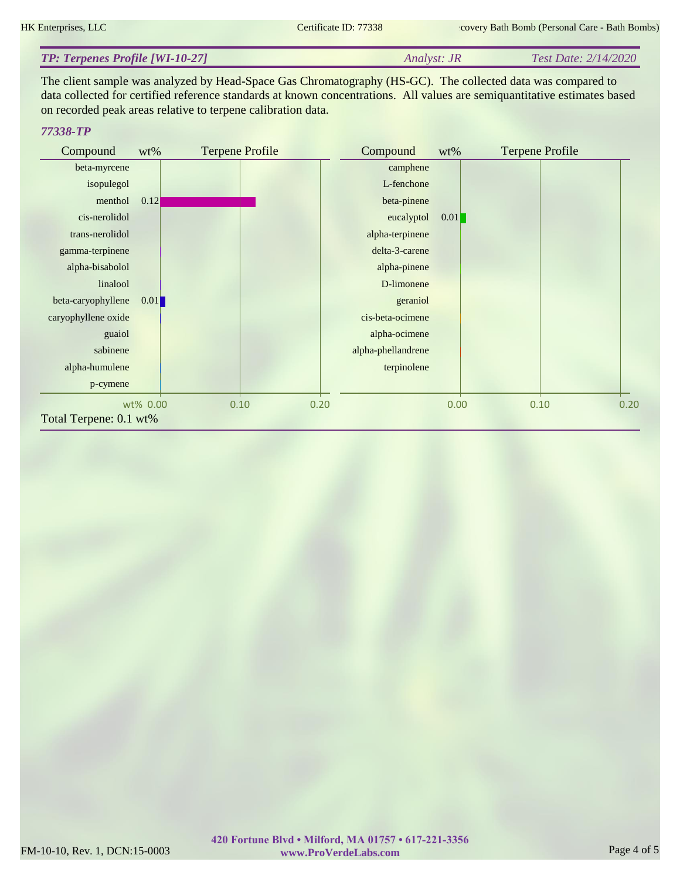## TP: Terpenes Profile [WI-10-27]

*Analyst: JR* *Test Date: 2/14/2020*

The client sample was analyzed by Head-Space Gas Chromatography (HS-GC). The collected data was compared to data collected for certified reference standards at known concentrations. All values are semiquantitative estimates based on recorded peak areas relative to terpene calibration data.

### 77338-TP

| Compound | wt% |
|---|---|
| beta-myrcene | |
| isopulegol | |
| menthol | 0.12 |
| cis-nerolidol | |
| trans-nerolidol | |
| gamma-terpinene | |
| alpha-bisabolol | |
| linalool | |
| beta-caryophyllene | 0.01 |
| caryophyllene oxide | |
| guaiol | |
| sabinene | |
| alpha-humulene | |
| p-cymene | |
| camphene | |
| L-fenchone | |
| beta-pinene | |
| eucalyptol | 0.01 |
| alpha-terpinene | |
| delta-3-carene | |
| alpha-pinene | |
| D-limonene | |
| geraniol | |
| cis-beta-ocimene | |
| alpha-ocimene | |
| alpha-phellandrene | |
| terpinolene | |

Total Terpene: 0.1 wt%

FM-10-10, Rev. 1, DCN:15-0003

**420 Fortune Blvd • Milford, MA 01757 • 617-221-3356**
**www.ProVerdeLabs.com**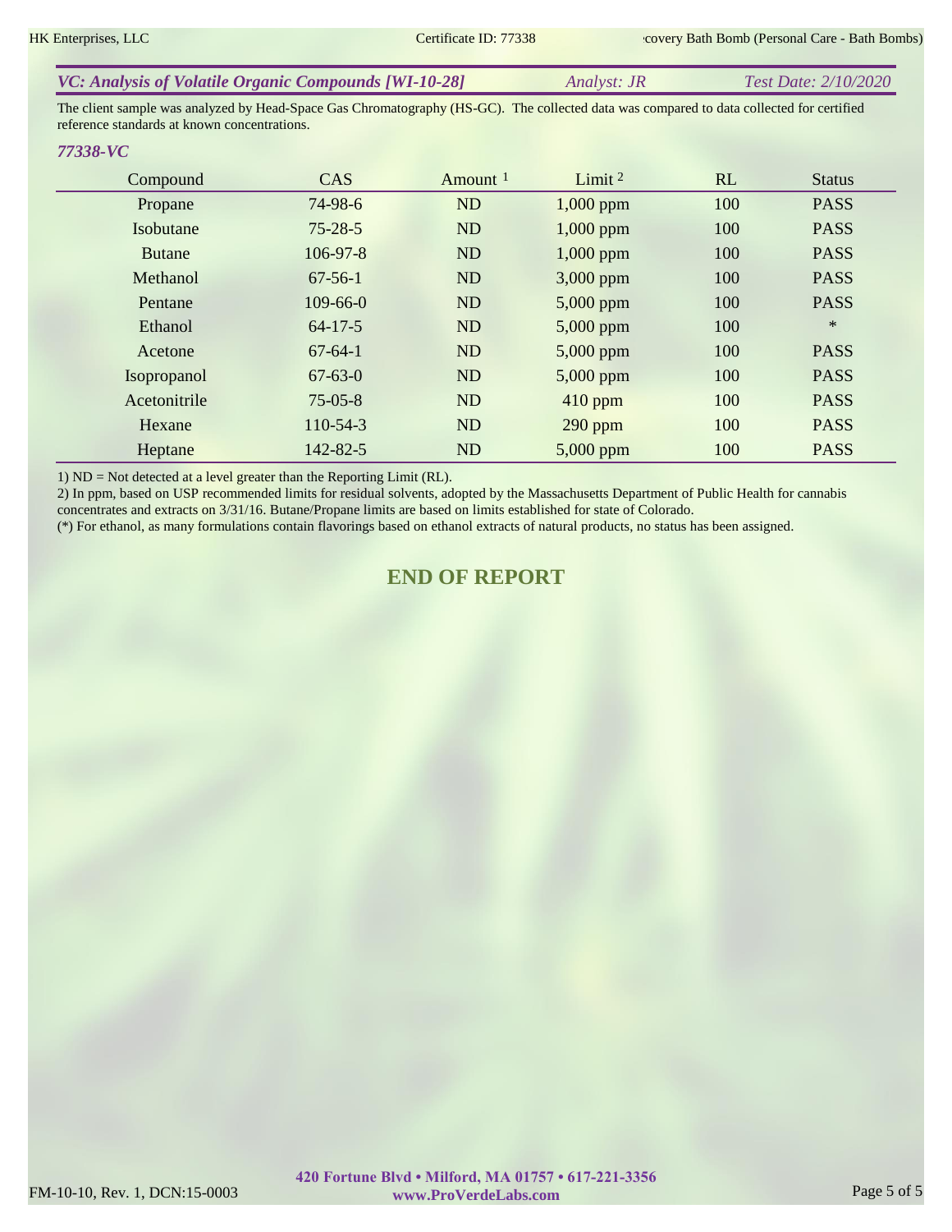## VC: Analysis of Volatile Organic Compounds [WI-10-28]

*Analyst: JR* *Test Date: 2/10/2020*

The client sample was analyzed by Head-Space Gas Chromatography (HS-GC). The collected data was compared to data collected for certified reference standards at known concentrations.

### 77338-VC

| Compound | CAS | Amount [1] | Limit [2] | RL | Status |
|---|---|---|---|---|---|
| Propane | 74-98-6 | ND | 1,000 ppm | 100 | PASS |
| Isobutane | 75-28-5 | ND | 1,000 ppm | 100 | PASS |
| Butane | 106-97-8 | ND | 1,000 ppm | 100 | PASS |
| Methanol | 67-56-1 | ND | 3,000 ppm | 100 | PASS |
| Pentane | 109-66-0 | ND | 5,000 ppm | 100 | PASS |
| Ethanol | 64-17-5 | ND | 5,000 ppm | 100 | * |
| Acetone | 67-64-1 | ND | 5,000 ppm | 100 | PASS |
| Isopropanol | 67-63-0 | ND | 5,000 ppm | 100 | PASS |
| Acetonitrile | 75-05-8 | ND | 410 ppm | 100 | PASS |
| Hexane | 110-54-3 | ND | 290 ppm | 100 | PASS |
| Heptane | 142-82-5 | ND | 5,000 ppm | 100 | PASS |

1) ND = Not detected at a level greater than the Reporting Limit (RL).

2) In ppm, based on USP recommended limits for residual solvents, adopted by the Massachusetts Department of Public Health for cannabis concentrates and extracts on 3/31/16. Butane/Propane limits are based on limits established for state of Colorado.

(*) For ethanol, as many formulations contain flavorings based on ethanol extracts of natural products, no status has been assigned.

## END OF REPORT